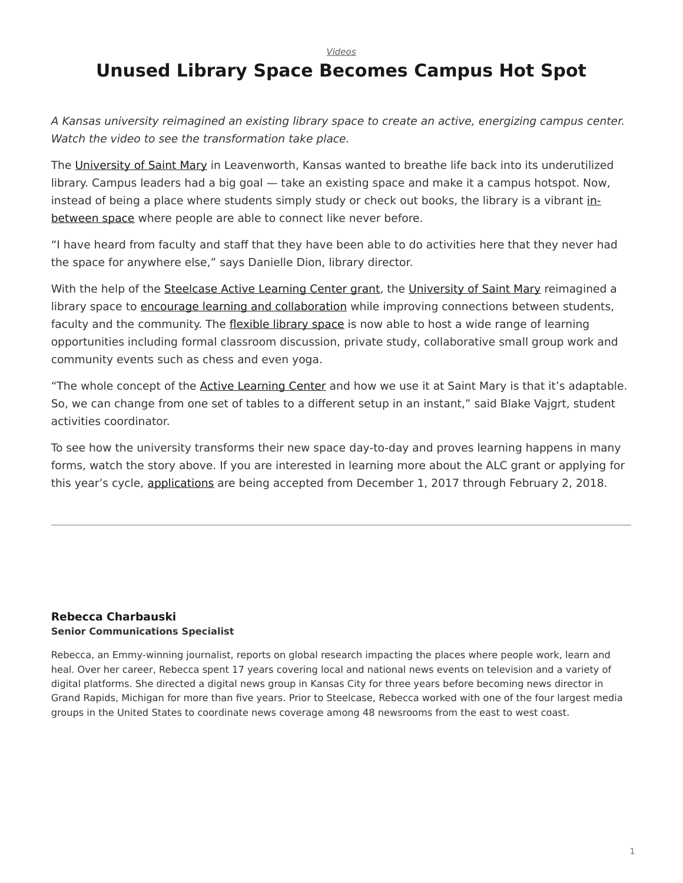*Videos*

# Unused Library Space Becomes Campus Hot Spot

*A Kansas university reimagined an existing library space to create an active, energizing campus center. Watch the video to see the transformation take place.*

The University of Saint Mary in Leavenworth, Kansas wanted to breathe life back into its underutilized library. Campus leaders had a big goal — take an existing space and make it a campus hotspot. Now, instead of being a place where students simply study or check out books, the library is a vibrant in-between space where people are able to connect like never before.

“I have heard from faculty and staff that they have been able to do activities here that they never had the space for anywhere else,” says Danielle Dion, library director.

With the help of the Steelcase Active Learning Center grant, the University of Saint Mary reimagined a library space to encourage learning and collaboration while improving connections between students, faculty and the community. The flexible library space is now able to host a wide range of learning opportunities including formal classroom discussion, private study, collaborative small group work and community events such as chess and even yoga.

“The whole concept of the Active Learning Center and how we use it at Saint Mary is that it’s adaptable. So, we can change from one set of tables to a different setup in an instant,” said Blake Vajgrt, student activities coordinator.

To see how the university transforms their new space day-to-day and proves learning happens in many forms, watch the story above. If you are interested in learning more about the ALC grant or applying for this year’s cycle, applications are being accepted from December 1, 2017 through February 2, 2018.

---

**Rebecca Charbauski**
**Senior Communications Specialist**

Rebecca, an Emmy-winning journalist, reports on global research impacting the places where people work, learn and heal. Over her career, Rebecca spent 17 years covering local and national news events on television and a variety of digital platforms. She directed a digital news group in Kansas City for three years before becoming news director in Grand Rapids, Michigan for more than five years. Prior to Steelcase, Rebecca worked with one of the four largest media groups in the United States to coordinate news coverage among 48 newsrooms from the east to west coast.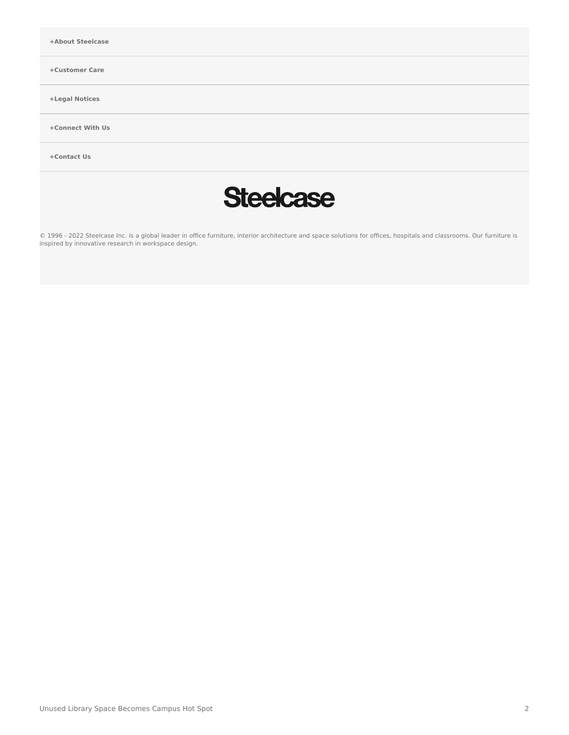**+About Steelcase**

**+Customer Care**

**+Legal Notices**

**+Connect With Us**

**+Contact Us**

Steelcase

© 1996 - 2022 Steelcase Inc. is a global leader in office furniture, interior architecture and space solutions for offices, hospitals and classrooms. Our furniture is inspired by innovative research in workspace design.